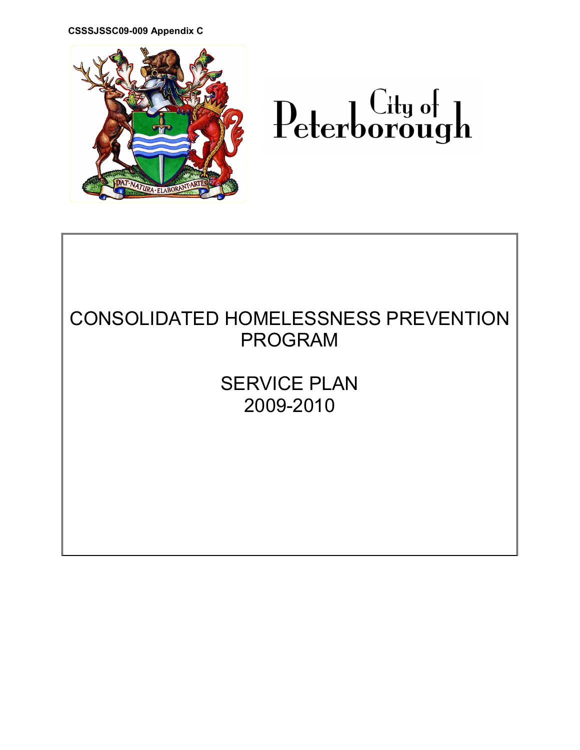CSSSJSSC09-009 Appendix C

City of Peterborough

# CONSOLIDATED HOMELESSNESS PREVENTION PROGRAM

# SERVICE PLAN 2009-2010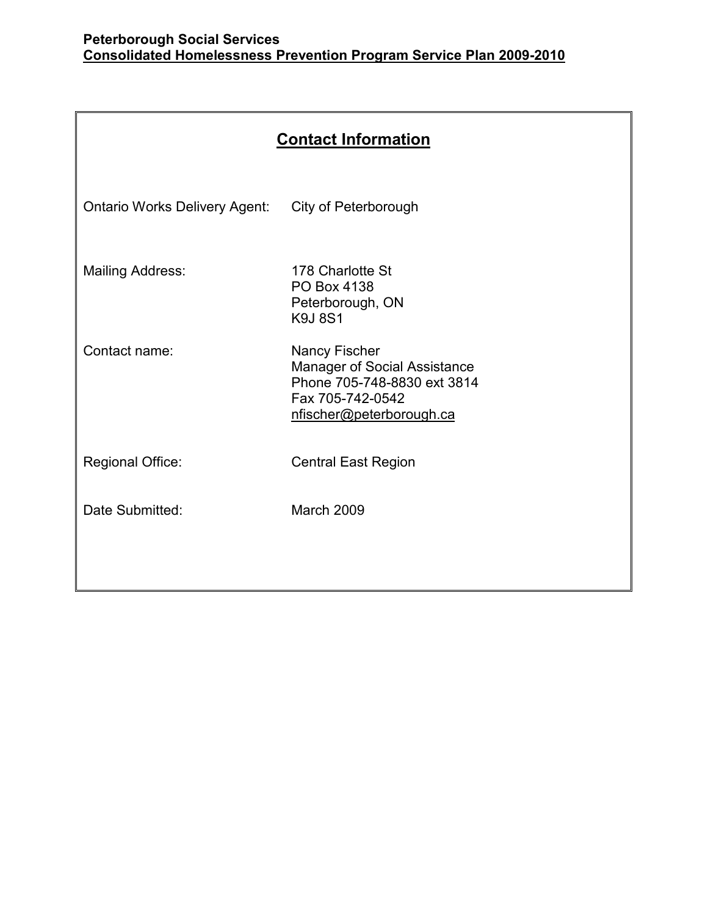## Contact Information

Ontario Works Delivery Agent: City of Peterborough

Mailing Address: 178 Charlotte St
PO Box 4138
Peterborough, ON
K9J 8S1

Contact name: Nancy Fischer
Manager of Social Assistance
Phone 705-748-8830 ext 3814
Fax 705-742-0542
nfischer@peterborough.ca

Regional Office: Central East Region

Date Submitted: March 2009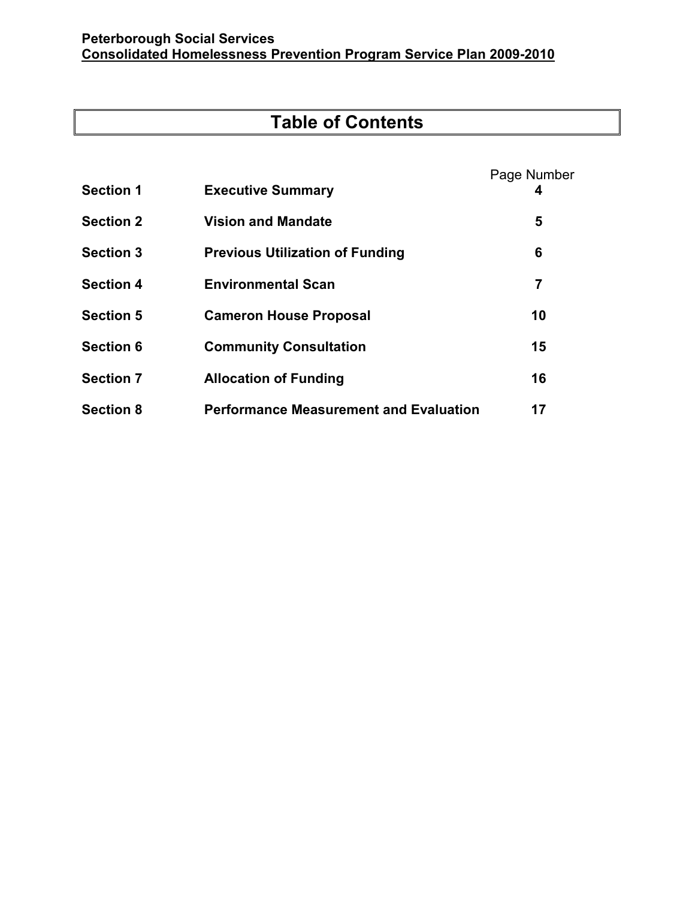# Table of Contents

| | | Page Number |
|---|---|---|
| **Section 1** | **Executive Summary** | **4** |
| **Section 2** | **Vision and Mandate** | **5** |
| **Section 3** | **Previous Utilization of Funding** | **6** |
| **Section 4** | **Environmental Scan** | **7** |
| **Section 5** | **Cameron House Proposal** | **10** |
| **Section 6** | **Community Consultation** | **15** |
| **Section 7** | **Allocation of Funding** | **16** |
| **Section 8** | **Performance Measurement and Evaluation** | **17** |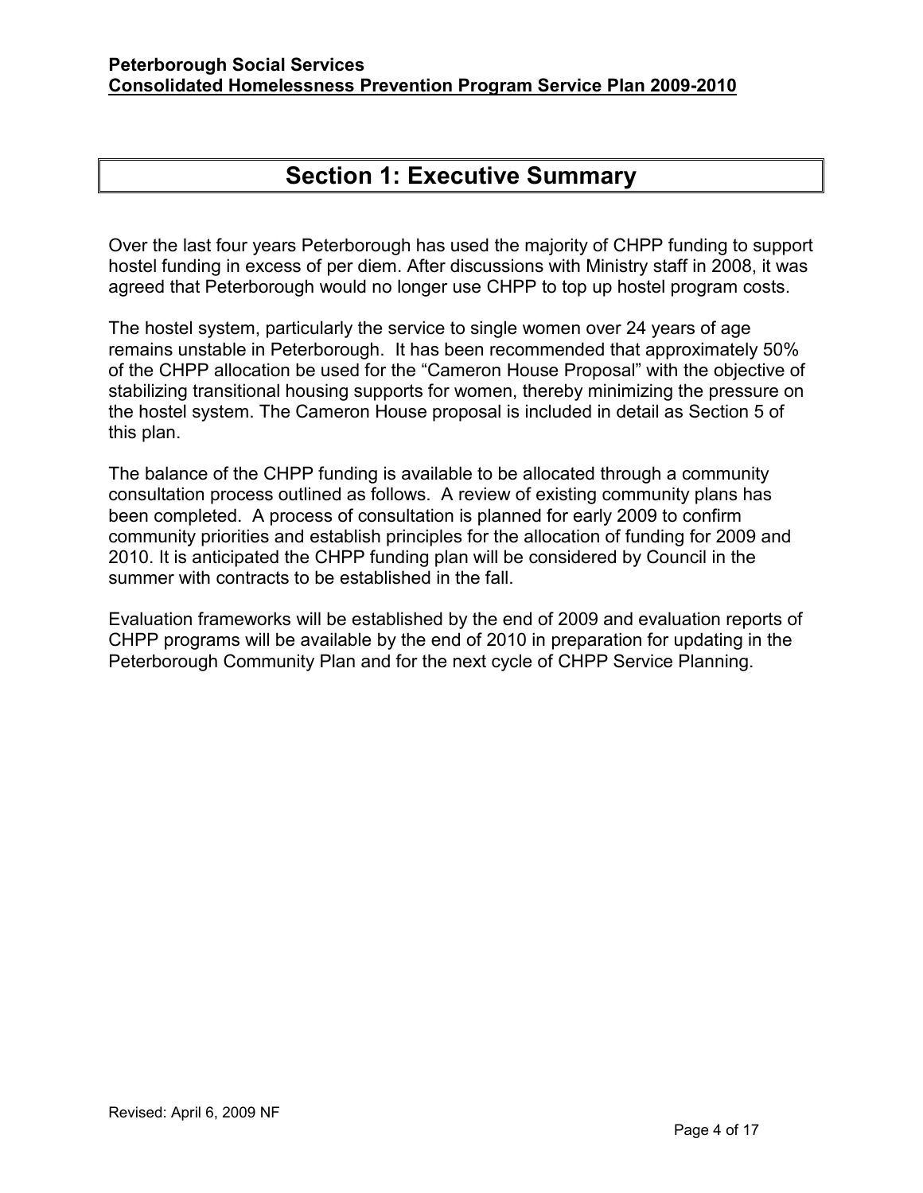# Section 1: Executive Summary

Over the last four years Peterborough has used the majority of CHPP funding to support hostel funding in excess of per diem. After discussions with Ministry staff in 2008, it was agreed that Peterborough would no longer use CHPP to top up hostel program costs.

The hostel system, particularly the service to single women over 24 years of age remains unstable in Peterborough. It has been recommended that approximately 50% of the CHPP allocation be used for the "Cameron House Proposal" with the objective of stabilizing transitional housing supports for women, thereby minimizing the pressure on the hostel system. The Cameron House proposal is included in detail as Section 5 of this plan.

The balance of the CHPP funding is available to be allocated through a community consultation process outlined as follows. A review of existing community plans has been completed. A process of consultation is planned for early 2009 to confirm community priorities and establish principles for the allocation of funding for 2009 and 2010. It is anticipated the CHPP funding plan will be considered by Council in the summer with contracts to be established in the fall.

Evaluation frameworks will be established by the end of 2009 and evaluation reports of CHPP programs will be available by the end of 2010 in preparation for updating in the Peterborough Community Plan and for the next cycle of CHPP Service Planning.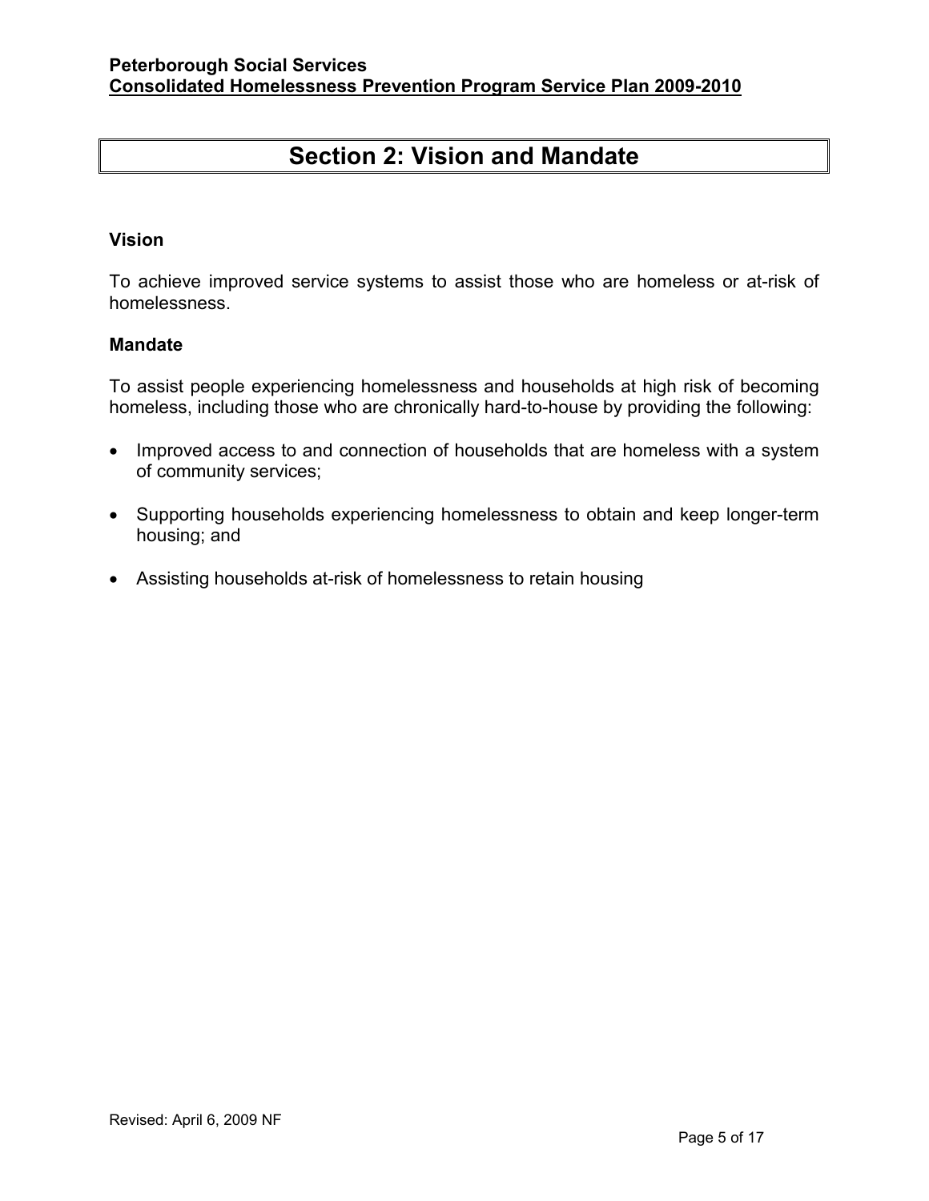# Section 2: Vision and Mandate

## Vision

To achieve improved service systems to assist those who are homeless or at-risk of homelessness.

## Mandate

To assist people experiencing homelessness and households at high risk of becoming homeless, including those who are chronically hard-to-house by providing the following:

- Improved access to and connection of households that are homeless with a system of community services;
- Supporting households experiencing homelessness to obtain and keep longer-term housing; and
- Assisting households at-risk of homelessness to retain housing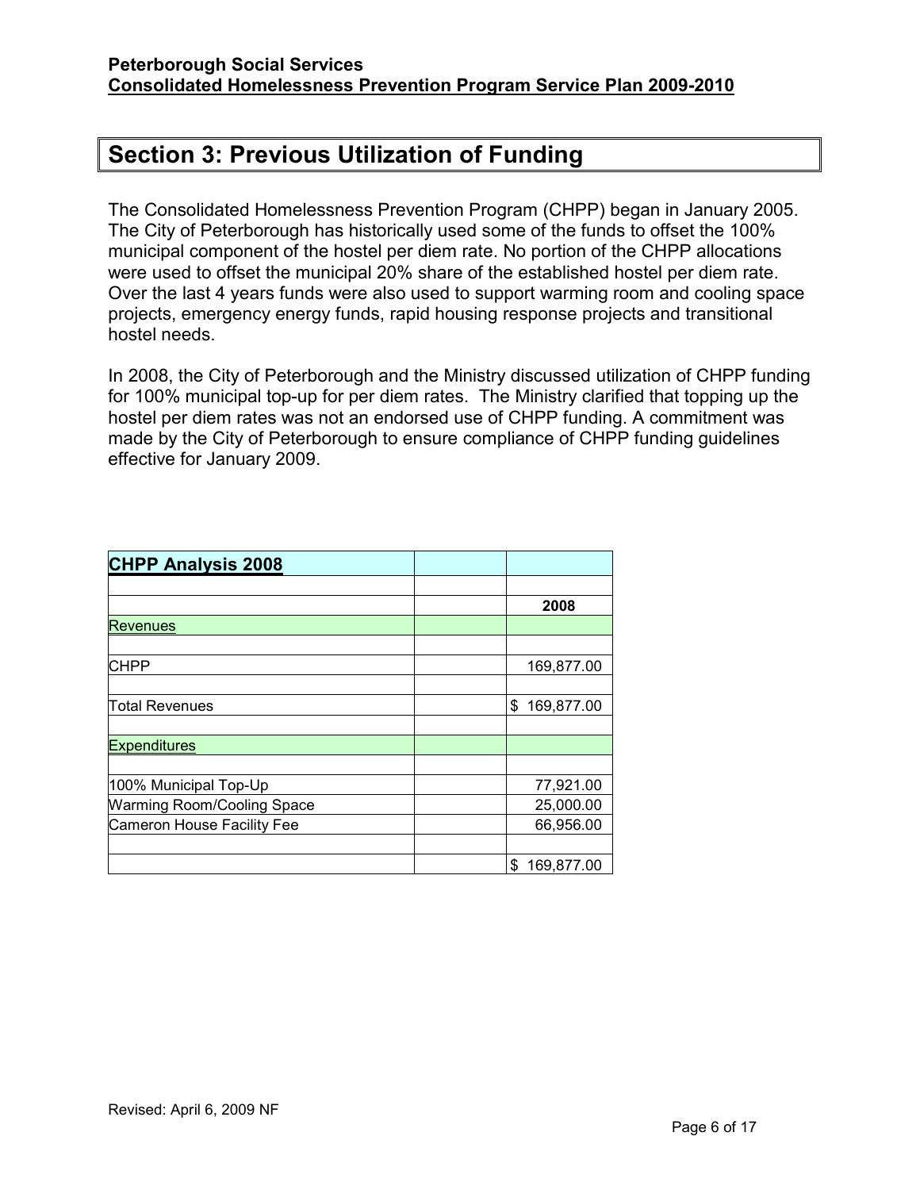## Section 3: Previous Utilization of Funding

The Consolidated Homelessness Prevention Program (CHPP) began in January 2005. The City of Peterborough has historically used some of the funds to offset the 100% municipal component of the hostel per diem rate. No portion of the CHPP allocations were used to offset the municipal 20% share of the established hostel per diem rate. Over the last 4 years funds were also used to support warming room and cooling space projects, emergency energy funds, rapid housing response projects and transitional hostel needs.

In 2008, the City of Peterborough and the Ministry discussed utilization of CHPP funding for 100% municipal top-up for per diem rates. The Ministry clarified that topping up the hostel per diem rates was not an endorsed use of CHPP funding. A commitment was made by the City of Peterborough to ensure compliance of CHPP funding guidelines effective for January 2009.

| **CHPP Analysis 2008** | | |
|---|---|---|
| | | |
| | | **2008** |
| Revenues | | |
| | | |
| CHPP | | 169,877.00 |
| | | |
| Total Revenues | | $ 169,877.00 |
| | | |
| Expenditures | | |
| | | |
| 100% Municipal Top-Up | | 77,921.00 |
| Warming Room/Cooling Space | | 25,000.00 |
| Cameron House Facility Fee | | 66,956.00 |
| | | |
| | | $ 169,877.00 |

Revised: April 6, 2009 NF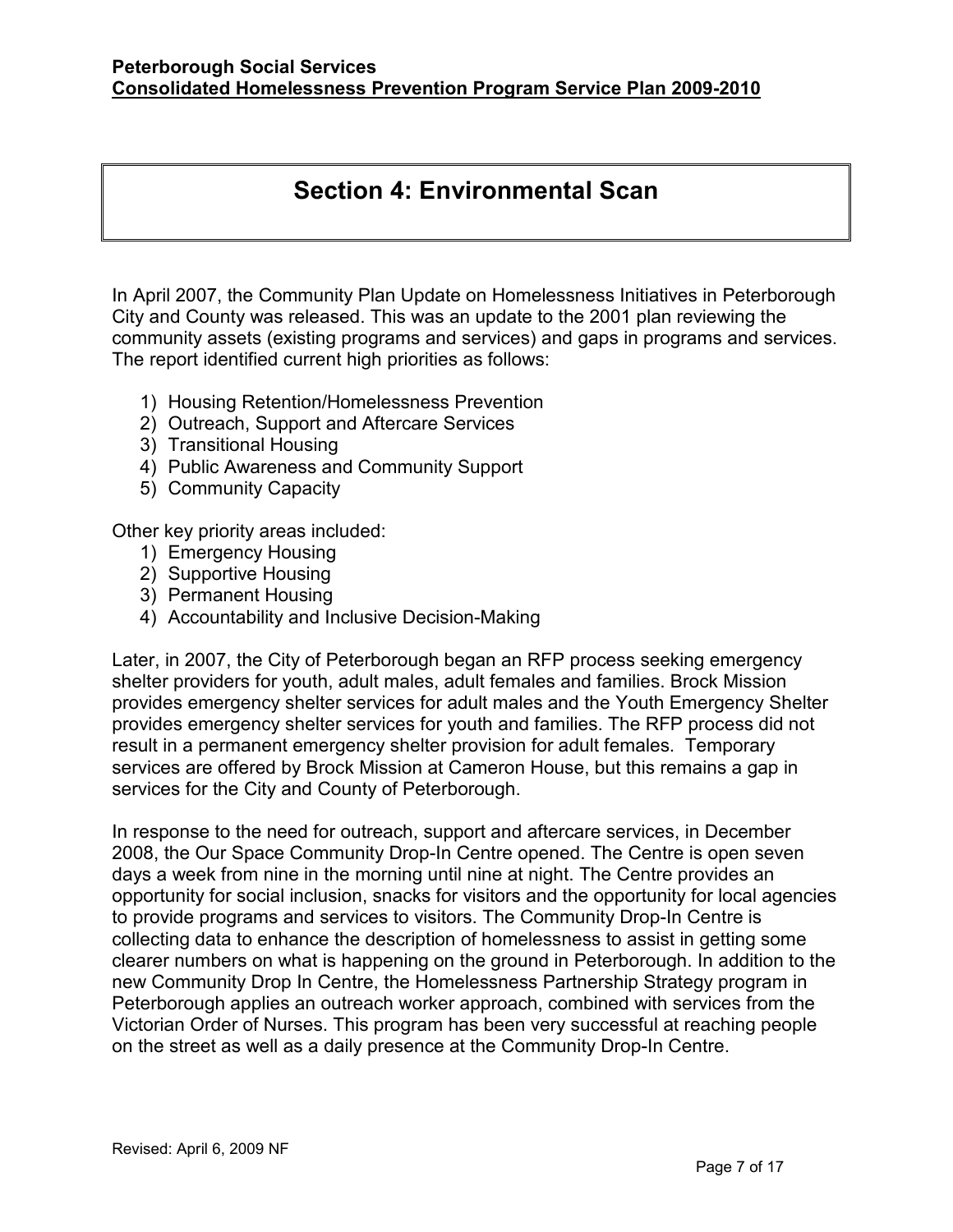# Section 4: Environmental Scan

In April 2007, the Community Plan Update on Homelessness Initiatives in Peterborough City and County was released. This was an update to the 2001 plan reviewing the community assets (existing programs and services) and gaps in programs and services. The report identified current high priorities as follows:

1) Housing Retention/Homelessness Prevention
2) Outreach, Support and Aftercare Services
3) Transitional Housing
4) Public Awareness and Community Support
5) Community Capacity

Other key priority areas included:

1) Emergency Housing
2) Supportive Housing
3) Permanent Housing
4) Accountability and Inclusive Decision-Making

Later, in 2007, the City of Peterborough began an RFP process seeking emergency shelter providers for youth, adult males, adult females and families. Brock Mission provides emergency shelter services for adult males and the Youth Emergency Shelter provides emergency shelter services for youth and families. The RFP process did not result in a permanent emergency shelter provision for adult females. Temporary services are offered by Brock Mission at Cameron House, but this remains a gap in services for the City and County of Peterborough.

In response to the need for outreach, support and aftercare services, in December 2008, the Our Space Community Drop-In Centre opened. The Centre is open seven days a week from nine in the morning until nine at night. The Centre provides an opportunity for social inclusion, snacks for visitors and the opportunity for local agencies to provide programs and services to visitors. The Community Drop-In Centre is collecting data to enhance the description of homelessness to assist in getting some clearer numbers on what is happening on the ground in Peterborough. In addition to the new Community Drop In Centre, the Homelessness Partnership Strategy program in Peterborough applies an outreach worker approach, combined with services from the Victorian Order of Nurses. This program has been very successful at reaching people on the street as well as a daily presence at the Community Drop-In Centre.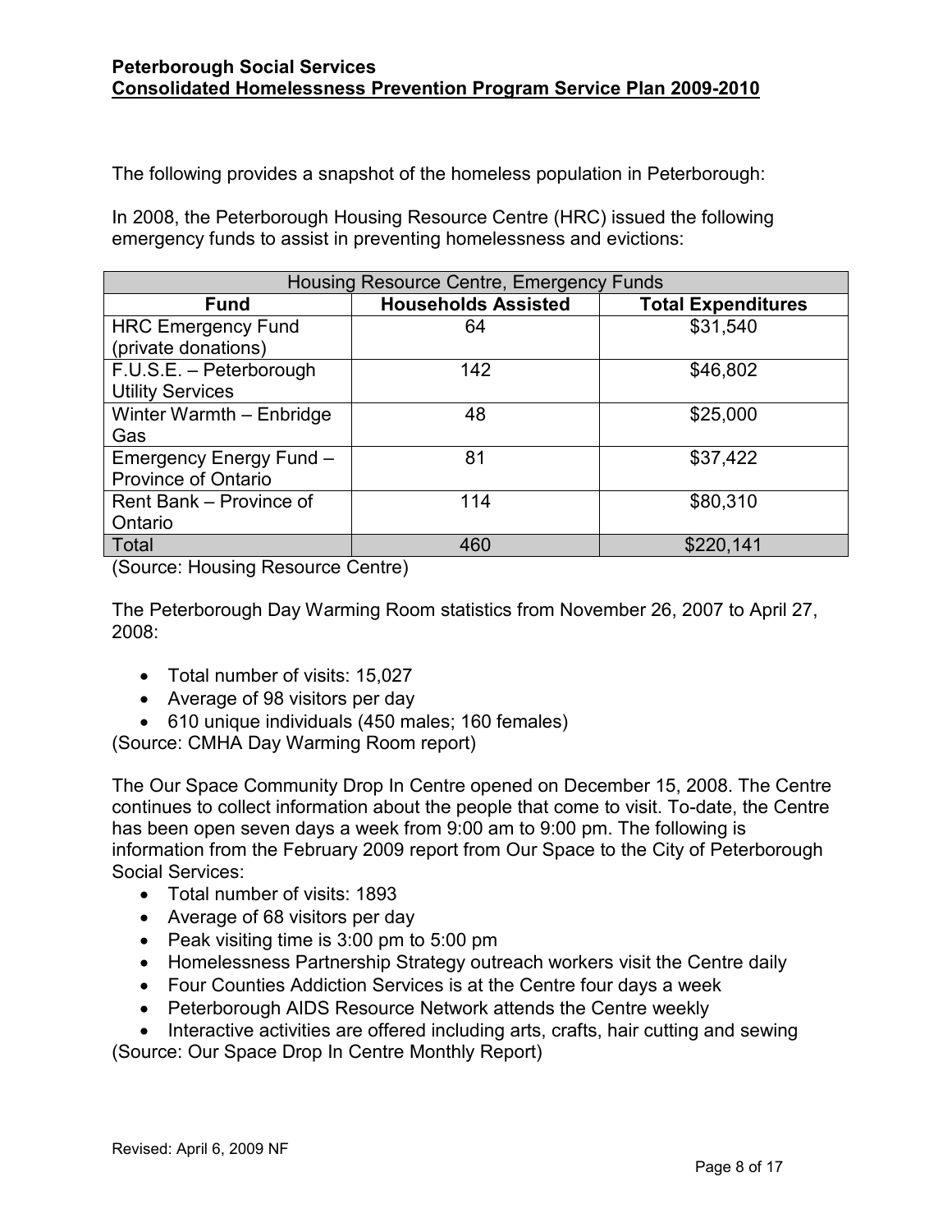The following provides a snapshot of the homeless population in Peterborough:

In 2008, the Peterborough Housing Resource Centre (HRC) issued the following emergency funds to assist in preventing homelessness and evictions:

| Housing Resource Centre, Emergency Funds | | |
|---|---|---|
| **Fund** | **Households Assisted** | **Total Expenditures** |
| HRC Emergency Fund (private donations) | 64 | $31,540 |
| F.U.S.E. – Peterborough Utility Services | 142 | $46,802 |
| Winter Warmth – Enbridge Gas | 48 | $25,000 |
| Emergency Energy Fund – Province of Ontario | 81 | $37,422 |
| Rent Bank – Province of Ontario | 114 | $80,310 |
| Total | 460 | $220,141 |

(Source: Housing Resource Centre)

The Peterborough Day Warming Room statistics from November 26, 2007 to April 27, 2008:

- Total number of visits: 15,027
- Average of 98 visitors per day
- 610 unique individuals (450 males; 160 females)

(Source: CMHA Day Warming Room report)

The Our Space Community Drop In Centre opened on December 15, 2008. The Centre continues to collect information about the people that come to visit. To-date, the Centre has been open seven days a week from 9:00 am to 9:00 pm. The following is information from the February 2009 report from Our Space to the City of Peterborough Social Services:

- Total number of visits: 1893
- Average of 68 visitors per day
- Peak visiting time is 3:00 pm to 5:00 pm
- Homelessness Partnership Strategy outreach workers visit the Centre daily
- Four Counties Addiction Services is at the Centre four days a week
- Peterborough AIDS Resource Network attends the Centre weekly
- Interactive activities are offered including arts, crafts, hair cutting and sewing

(Source: Our Space Drop In Centre Monthly Report)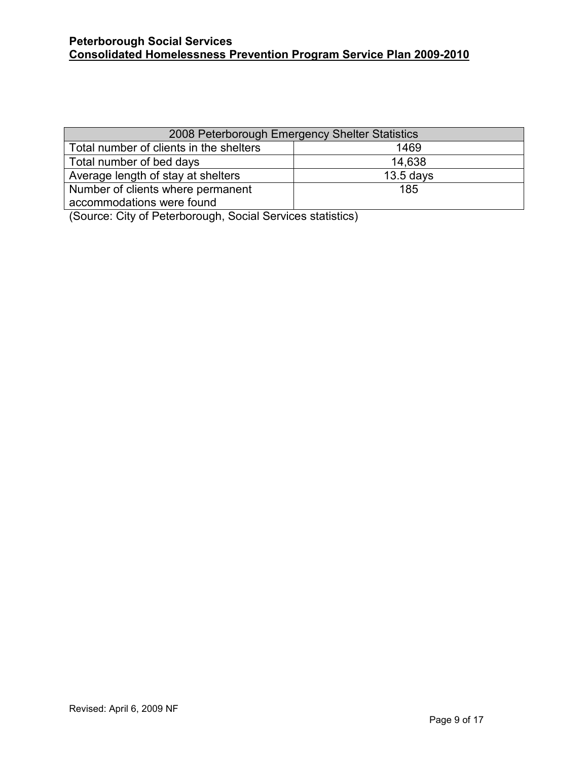| 2008 Peterborough Emergency Shelter Statistics | |
|---|---|
| Total number of clients in the shelters | 1469 |
| Total number of bed days | 14,638 |
| Average length of stay at shelters | 13.5 days |
| Number of clients where permanent accommodations were found | 185 |

(Source: City of Peterborough, Social Services statistics)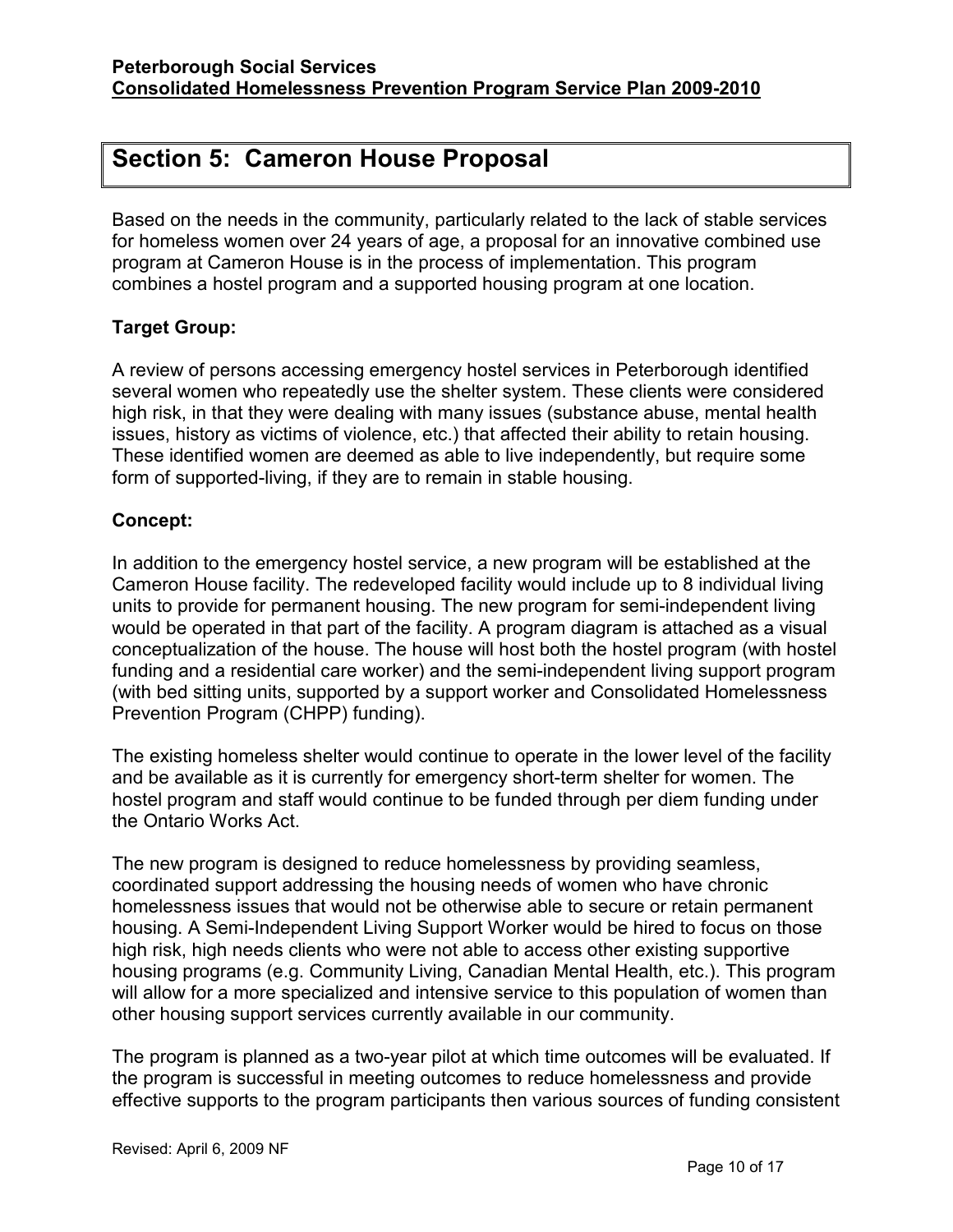## Section 5: Cameron House Proposal

Based on the needs in the community, particularly related to the lack of stable services for homeless women over 24 years of age, a proposal for an innovative combined use program at Cameron House is in the process of implementation. This program combines a hostel program and a supported housing program at one location.

**Target Group:**

A review of persons accessing emergency hostel services in Peterborough identified several women who repeatedly use the shelter system. These clients were considered high risk, in that they were dealing with many issues (substance abuse, mental health issues, history as victims of violence, etc.) that affected their ability to retain housing. These identified women are deemed as able to live independently, but require some form of supported-living, if they are to remain in stable housing.

**Concept:**

In addition to the emergency hostel service, a new program will be established at the Cameron House facility. The redeveloped facility would include up to 8 individual living units to provide for permanent housing. The new program for semi-independent living would be operated in that part of the facility. A program diagram is attached as a visual conceptualization of the house. The house will host both the hostel program (with hostel funding and a residential care worker) and the semi-independent living support program (with bed sitting units, supported by a support worker and Consolidated Homelessness Prevention Program (CHPP) funding).

The existing homeless shelter would continue to operate in the lower level of the facility and be available as it is currently for emergency short-term shelter for women. The hostel program and staff would continue to be funded through per diem funding under the Ontario Works Act.

The new program is designed to reduce homelessness by providing seamless, coordinated support addressing the housing needs of women who have chronic homelessness issues that would not be otherwise able to secure or retain permanent housing. A Semi-Independent Living Support Worker would be hired to focus on those high risk, high needs clients who were not able to access other existing supportive housing programs (e.g. Community Living, Canadian Mental Health, etc.). This program will allow for a more specialized and intensive service to this population of women than other housing support services currently available in our community.

The program is planned as a two-year pilot at which time outcomes will be evaluated. If the program is successful in meeting outcomes to reduce homelessness and provide effective supports to the program participants then various sources of funding consistent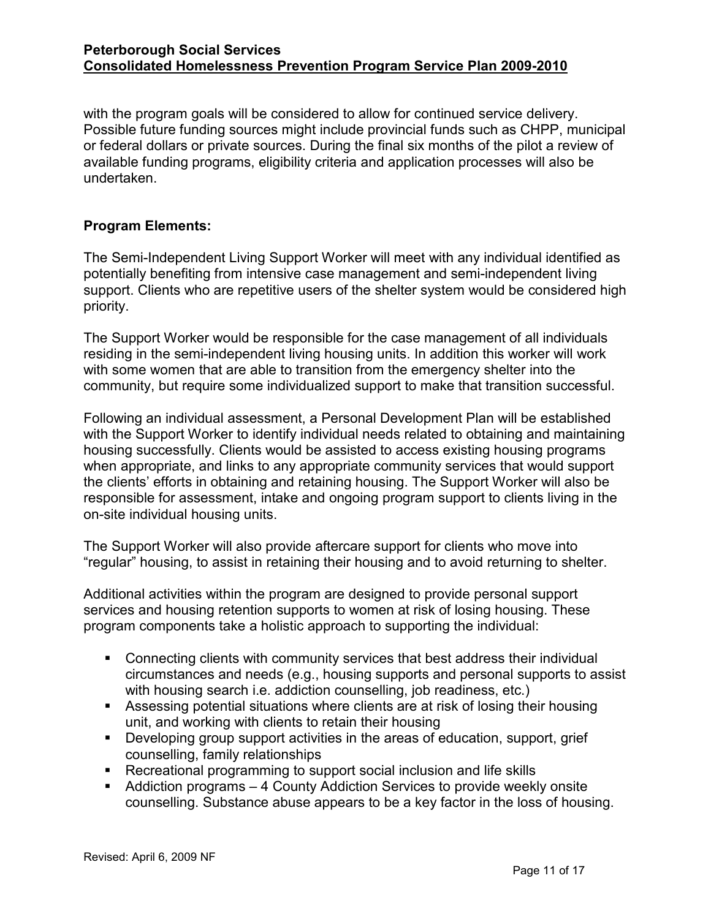with the program goals will be considered to allow for continued service delivery. Possible future funding sources might include provincial funds such as CHPP, municipal or federal dollars or private sources. During the final six months of the pilot a review of available funding programs, eligibility criteria and application processes will also be undertaken.

**Program Elements:**

The Semi-Independent Living Support Worker will meet with any individual identified as potentially benefiting from intensive case management and semi-independent living support. Clients who are repetitive users of the shelter system would be considered high priority.

The Support Worker would be responsible for the case management of all individuals residing in the semi-independent living housing units. In addition this worker will work with some women that are able to transition from the emergency shelter into the community, but require some individualized support to make that transition successful.

Following an individual assessment, a Personal Development Plan will be established with the Support Worker to identify individual needs related to obtaining and maintaining housing successfully. Clients would be assisted to access existing housing programs when appropriate, and links to any appropriate community services that would support the clients' efforts in obtaining and retaining housing. The Support Worker will also be responsible for assessment, intake and ongoing program support to clients living in the on-site individual housing units.

The Support Worker will also provide aftercare support for clients who move into "regular" housing, to assist in retaining their housing and to avoid returning to shelter.

Additional activities within the program are designed to provide personal support services and housing retention supports to women at risk of losing housing. These program components take a holistic approach to supporting the individual:

- Connecting clients with community services that best address their individual circumstances and needs (e.g., housing supports and personal supports to assist with housing search i.e. addiction counselling, job readiness, etc.)
- Assessing potential situations where clients are at risk of losing their housing unit, and working with clients to retain their housing
- Developing group support activities in the areas of education, support, grief counselling, family relationships
- Recreational programming to support social inclusion and life skills
- Addiction programs – 4 County Addiction Services to provide weekly onsite counselling. Substance abuse appears to be a key factor in the loss of housing.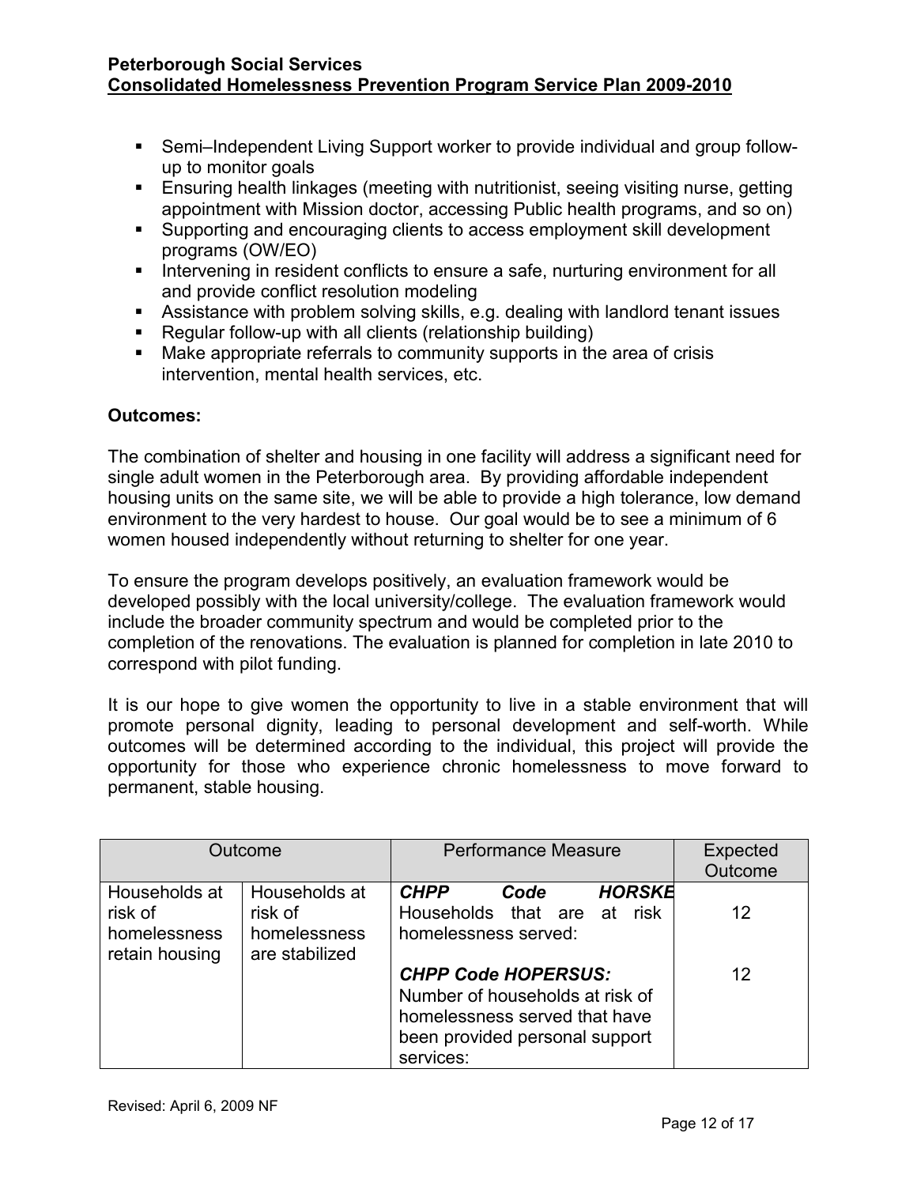- Semi–Independent Living Support worker to provide individual and group follow-up to monitor goals
- Ensuring health linkages (meeting with nutritionist, seeing visiting nurse, getting appointment with Mission doctor, accessing Public health programs, and so on)
- Supporting and encouraging clients to access employment skill development programs (OW/EO)
- Intervening in resident conflicts to ensure a safe, nurturing environment for all and provide conflict resolution modeling
- Assistance with problem solving skills, e.g. dealing with landlord tenant issues
- Regular follow-up with all clients (relationship building)
- Make appropriate referrals to community supports in the area of crisis intervention, mental health services, etc.

**Outcomes:**

The combination of shelter and housing in one facility will address a significant need for single adult women in the Peterborough area. By providing affordable independent housing units on the same site, we will be able to provide a high tolerance, low demand environment to the very hardest to house. Our goal would be to see a minimum of 6 women housed independently without returning to shelter for one year.

To ensure the program develops positively, an evaluation framework would be developed possibly with the local university/college. The evaluation framework would include the broader community spectrum and would be completed prior to the completion of the renovations. The evaluation is planned for completion in late 2010 to correspond with pilot funding.

It is our hope to give women the opportunity to live in a stable environment that will promote personal dignity, leading to personal development and self-worth. While outcomes will be determined according to the individual, this project will provide the opportunity for those who experience chronic homelessness to move forward to permanent, stable housing.

| Outcome | | Performance Measure | Expected Outcome |
|---|---|---|---|
| Households at risk of homelessness retain housing | Households at risk of homelessness are stabilized | ***CHPP Code HORSKE*** Households that are at risk homelessness served: | 12 |
| | | ***CHPP Code HOPERSUS:*** Number of households at risk of homelessness served that have been provided personal support services: | 12 |

Revised: April 6, 2009 NF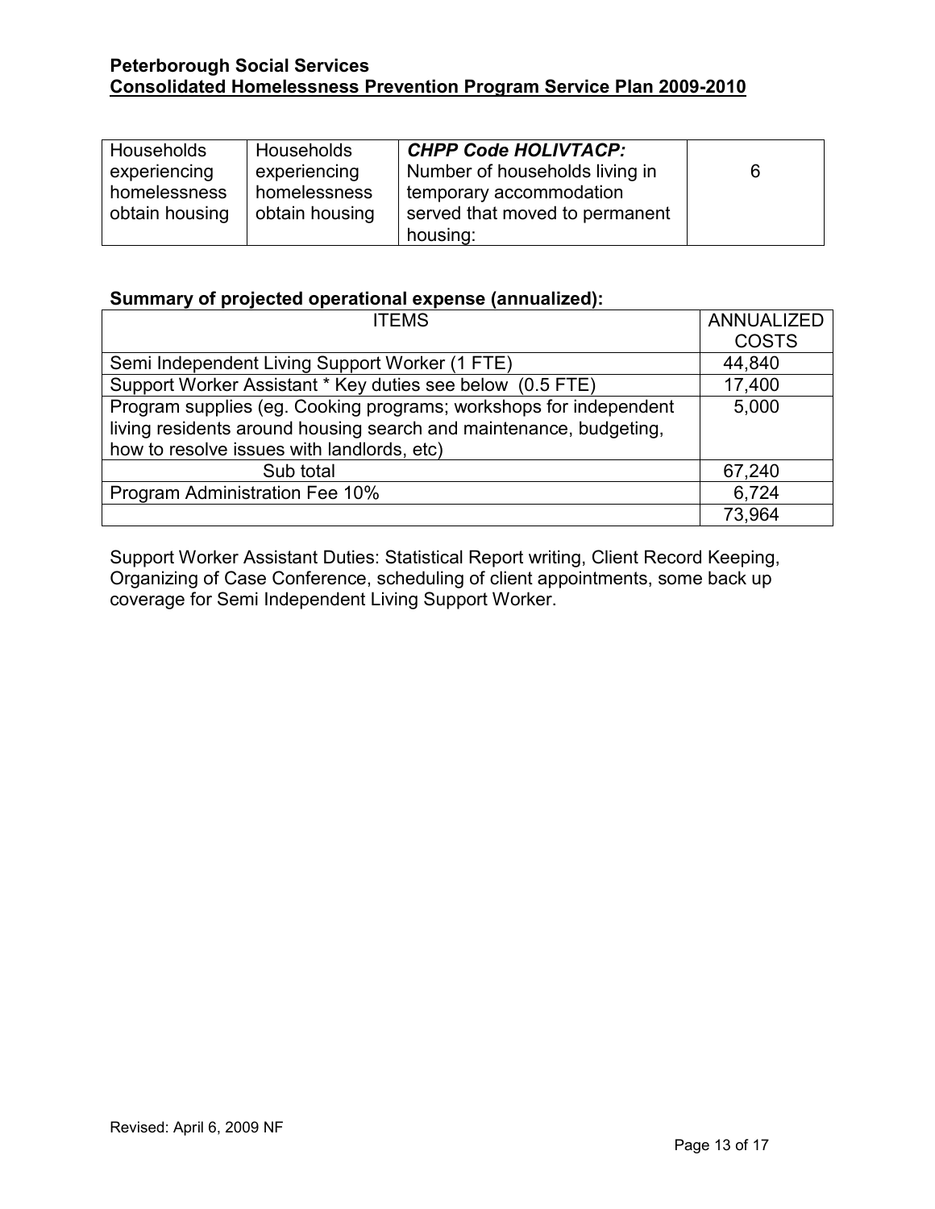| Households experiencing homelessness obtain housing | Households experiencing homelessness obtain housing | ***CHPP Code HOLIVTACP:*** Number of households living in temporary accommodation served that moved to permanent housing: | 6 |
|---|---|---|---|

**Summary of projected operational expense (annualized):**

| ITEMS | ANNUALIZED COSTS |
|---|---|
| Semi Independent Living Support Worker (1 FTE) | 44,840 |
| Support Worker Assistant * Key duties see below (0.5 FTE) | 17,400 |
| Program supplies (eg. Cooking programs; workshops for independent living residents around housing search and maintenance, budgeting, how to resolve issues with landlords, etc) | 5,000 |
| Sub total | 67,240 |
| Program Administration Fee 10% | 6,724 |
| | 73,964 |

Support Worker Assistant Duties: Statistical Report writing, Client Record Keeping, Organizing of Case Conference, scheduling of client appointments, some back up coverage for Semi Independent Living Support Worker.

Revised: April 6, 2009 NF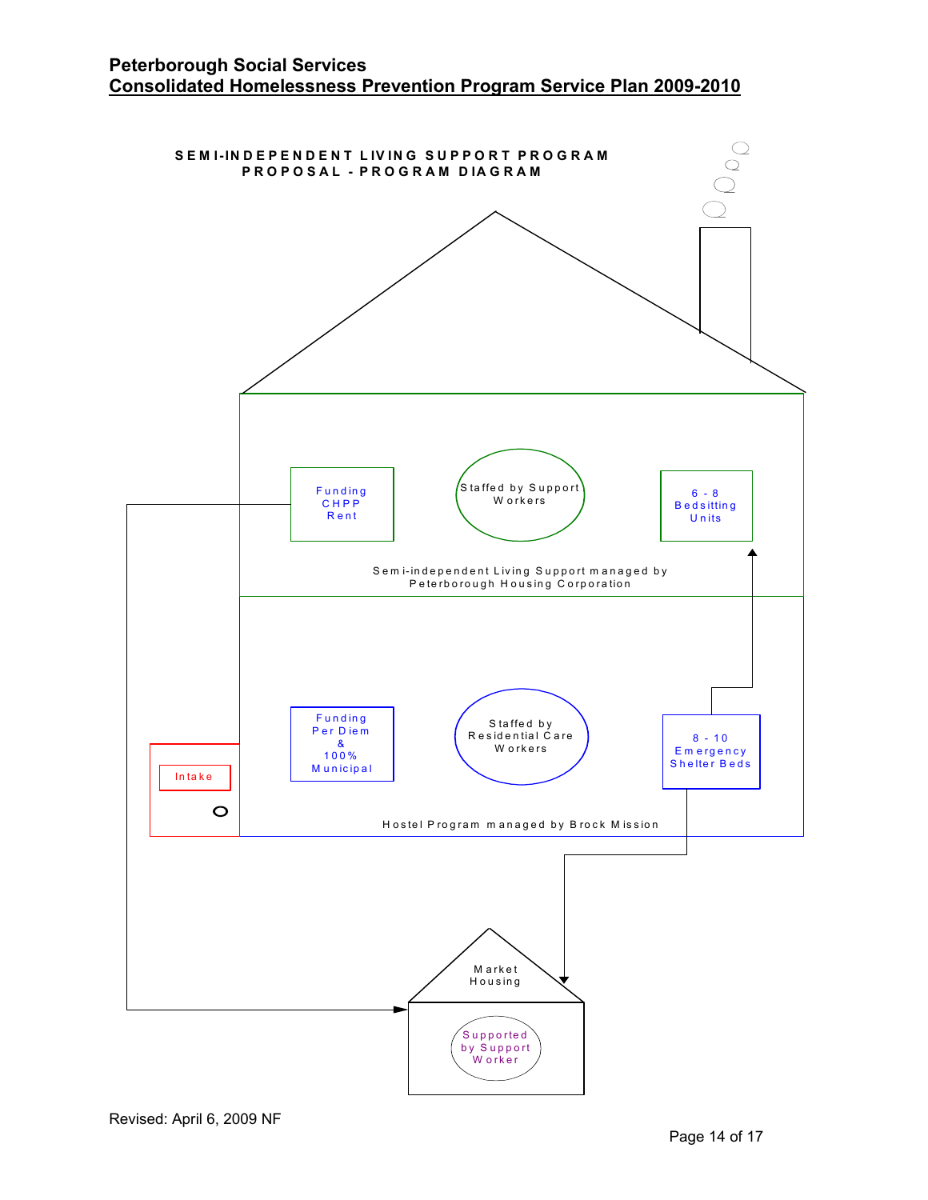**Peterborough Social Services**

**Consolidated Homelessness Prevention Program Service Plan 2009-2010**

SEMI-INDEPENDENT LIVING SUPPORT PROGRAM
PROPOSAL - PROGRAM DIAGRAM

Funding CHPP Rent

Staffed by Support Workers

6 - 8 Bedsitting Units

Semi-independent Living Support managed by Peterborough Housing Corporation

Intake

Funding Per Diem & 100% Municipal

Staffed by Residential Care Workers

8 - 10 Emergency Shelter Beds

Hostel Program managed by Brock Mission

Market Housing

Supported by Support Worker

Revised: April 6, 2009 NF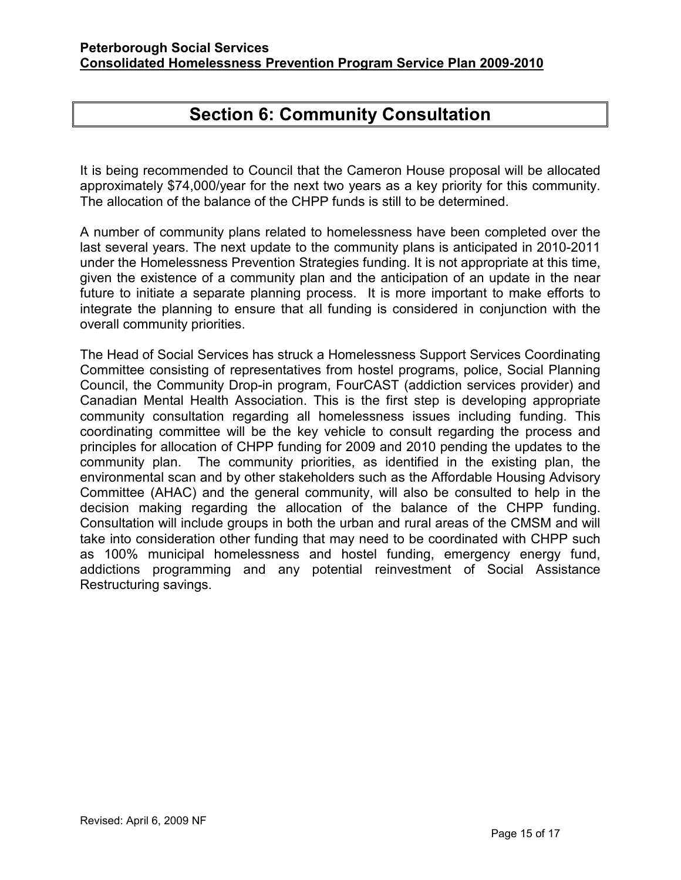# Section 6: Community Consultation

It is being recommended to Council that the Cameron House proposal will be allocated approximately $74,000/year for the next two years as a key priority for this community. The allocation of the balance of the CHPP funds is still to be determined.

A number of community plans related to homelessness have been completed over the last several years. The next update to the community plans is anticipated in 2010-2011 under the Homelessness Prevention Strategies funding. It is not appropriate at this time, given the existence of a community plan and the anticipation of an update in the near future to initiate a separate planning process. It is more important to make efforts to integrate the planning to ensure that all funding is considered in conjunction with the overall community priorities.

The Head of Social Services has struck a Homelessness Support Services Coordinating Committee consisting of representatives from hostel programs, police, Social Planning Council, the Community Drop-in program, FourCAST (addiction services provider) and Canadian Mental Health Association. This is the first step is developing appropriate community consultation regarding all homelessness issues including funding. This coordinating committee will be the key vehicle to consult regarding the process and principles for allocation of CHPP funding for 2009 and 2010 pending the updates to the community plan. The community priorities, as identified in the existing plan, the environmental scan and by other stakeholders such as the Affordable Housing Advisory Committee (AHAC) and the general community, will also be consulted to help in the decision making regarding the allocation of the balance of the CHPP funding. Consultation will include groups in both the urban and rural areas of the CMSM and will take into consideration other funding that may need to be coordinated with CHPP such as 100% municipal homelessness and hostel funding, emergency energy fund, addictions programming and any potential reinvestment of Social Assistance Restructuring savings.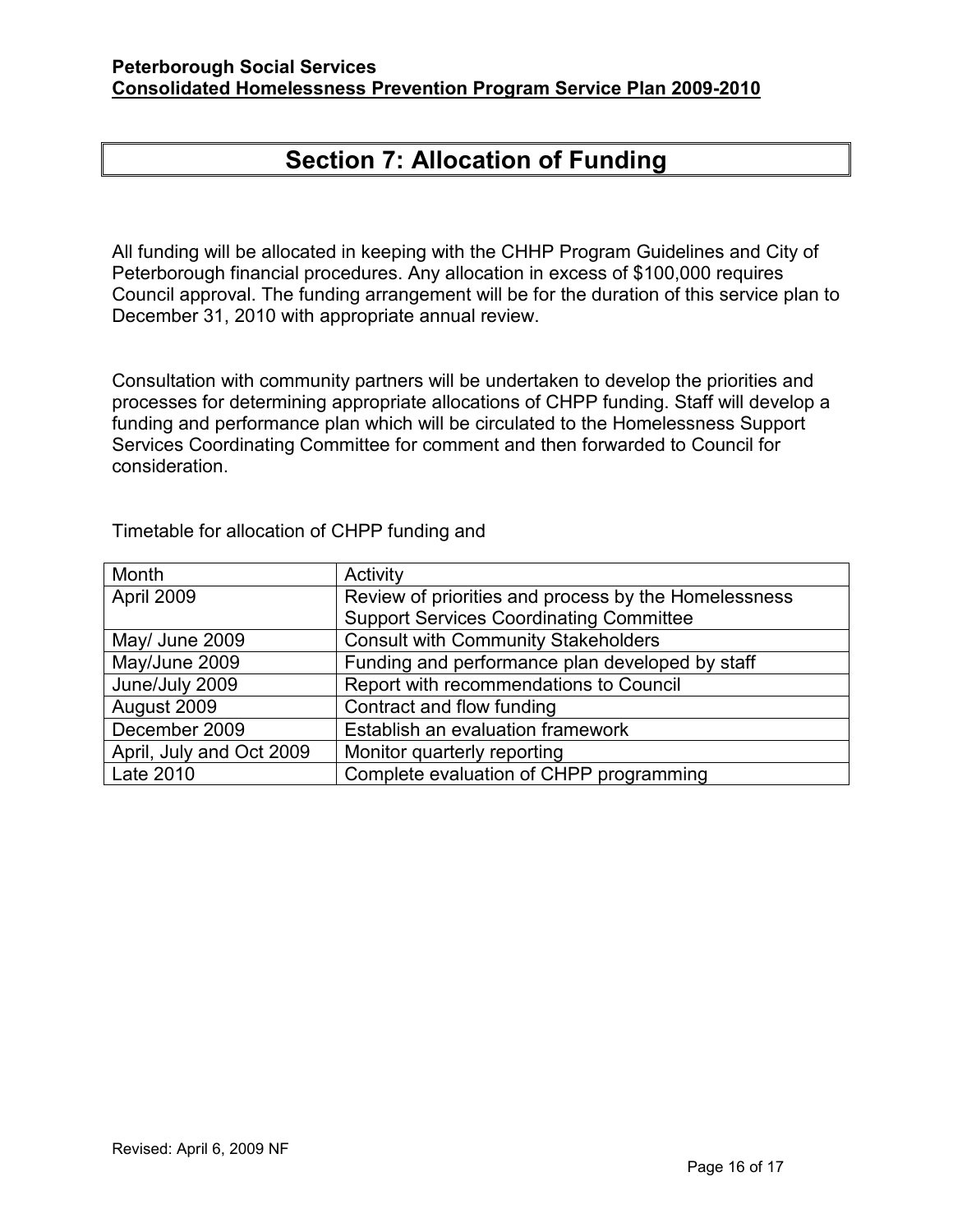# Section 7: Allocation of Funding

All funding will be allocated in keeping with the CHHP Program Guidelines and City of Peterborough financial procedures. Any allocation in excess of $100,000 requires Council approval. The funding arrangement will be for the duration of this service plan to December 31, 2010 with appropriate annual review.

Consultation with community partners will be undertaken to develop the priorities and processes for determining appropriate allocations of CHPP funding. Staff will develop a funding and performance plan which will be circulated to the Homelessness Support Services Coordinating Committee for comment and then forwarded to Council for consideration.

Timetable for allocation of CHPP funding and

| Month | Activity |
|---|---|
| April 2009 | Review of priorities and process by the Homelessness Support Services Coordinating Committee |
| May/ June 2009 | Consult with Community Stakeholders |
| May/June 2009 | Funding and performance plan developed by staff |
| June/July 2009 | Report with recommendations to Council |
| August 2009 | Contract and flow funding |
| December 2009 | Establish an evaluation framework |
| April, July and Oct 2009 | Monitor quarterly reporting |
| Late 2010 | Complete evaluation of CHPP programming |

Revised: April 6, 2009 NF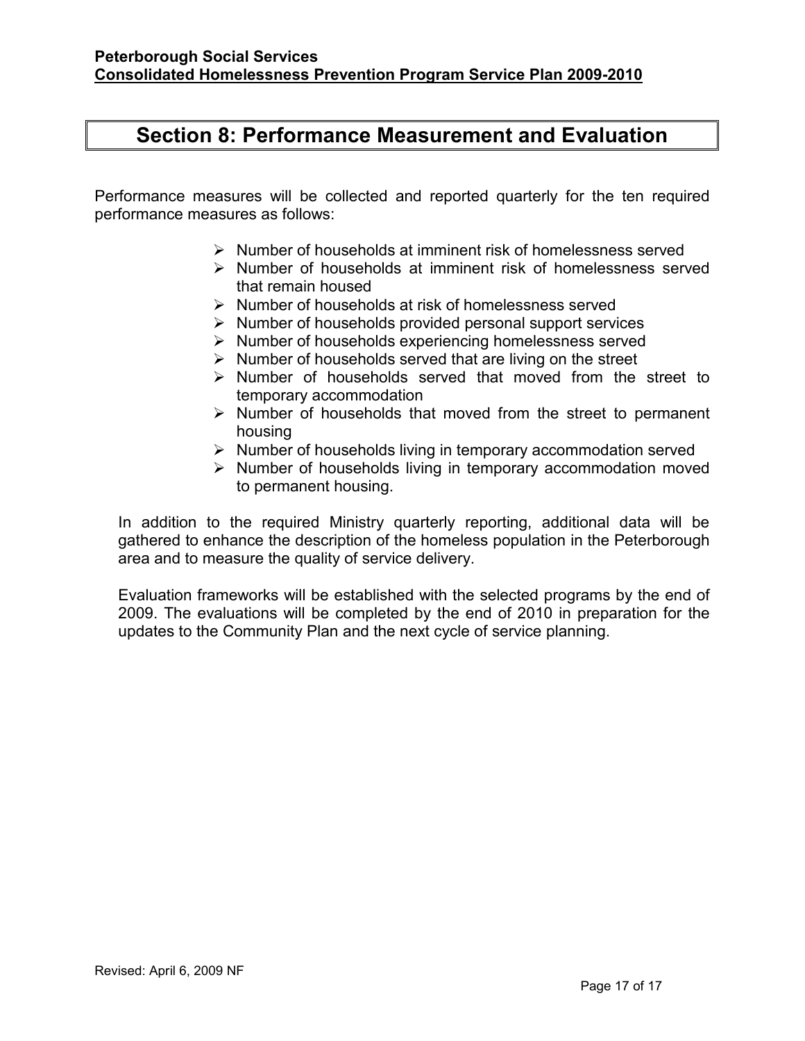## Section 8: Performance Measurement and Evaluation

Performance measures will be collected and reported quarterly for the ten required performance measures as follows:

- Number of households at imminent risk of homelessness served
- Number of households at imminent risk of homelessness served that remain housed
- Number of households at risk of homelessness served
- Number of households provided personal support services
- Number of households experiencing homelessness served
- Number of households served that are living on the street
- Number of households served that moved from the street to temporary accommodation
- Number of households that moved from the street to permanent housing
- Number of households living in temporary accommodation served
- Number of households living in temporary accommodation moved to permanent housing.

In addition to the required Ministry quarterly reporting, additional data will be gathered to enhance the description of the homeless population in the Peterborough area and to measure the quality of service delivery.

Evaluation frameworks will be established with the selected programs by the end of 2009. The evaluations will be completed by the end of 2010 in preparation for the updates to the Community Plan and the next cycle of service planning.

Revised: April 6, 2009 NF